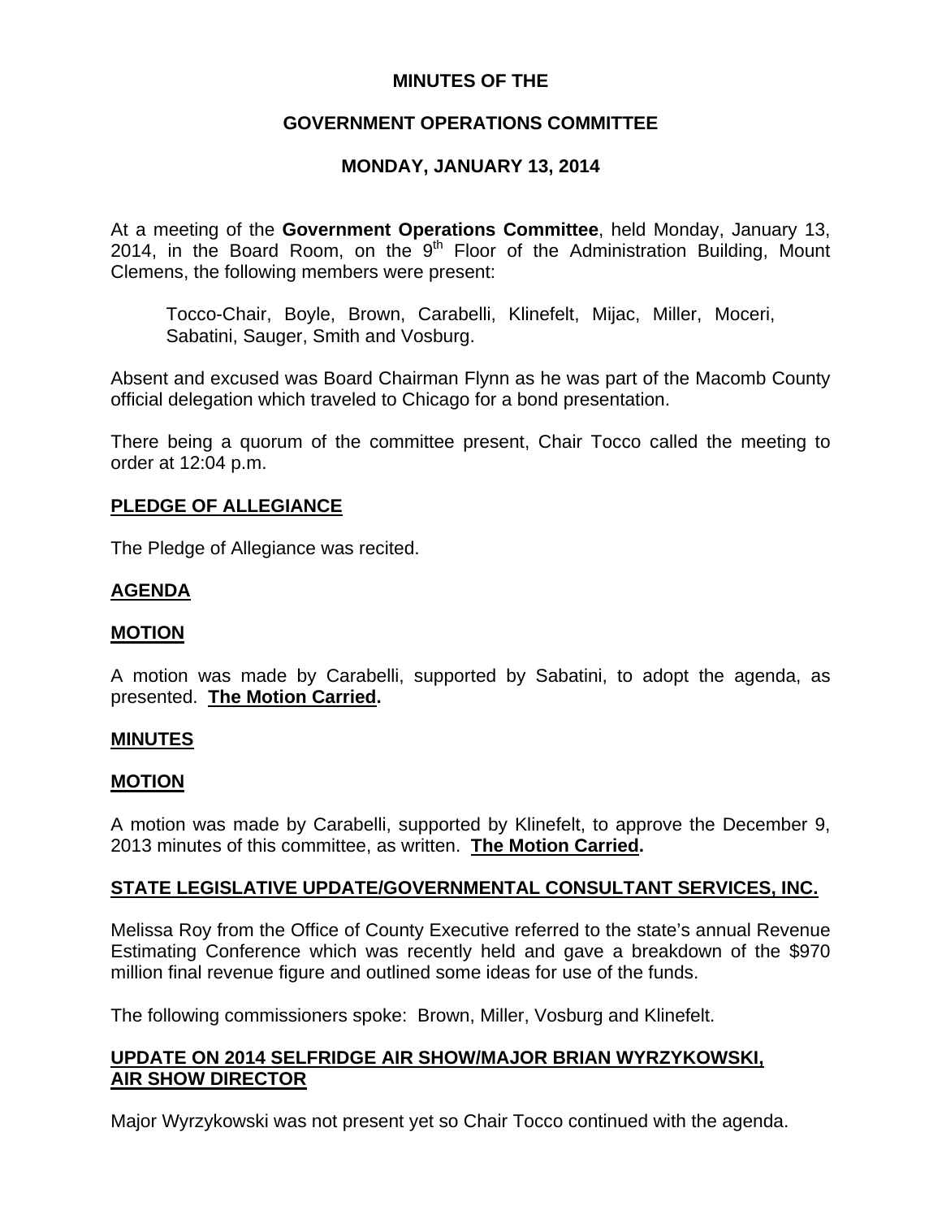# MINUTES OF THE

# GOVERNMENT OPERATIONS COMMITTEE

# MONDAY, JANUARY 13, 2014

At a meeting of the **Government Operations Committee**, held Monday, January 13, 2014, in the Board Room, on the 9th Floor of the Administration Building, Mount Clemens, the following members were present:

> Tocco-Chair, Boyle, Brown, Carabelli, Klinefelt, Mijac, Miller, Moceri, Sabatini, Sauger, Smith and Vosburg.

Absent and excused was Board Chairman Flynn as he was part of the Macomb County official delegation which traveled to Chicago for a bond presentation.

There being a quorum of the committee present, Chair Tocco called the meeting to order at 12:04 p.m.

## PLEDGE OF ALLEGIANCE

The Pledge of Allegiance was recited.

## AGENDA

## MOTION

A motion was made by Carabelli, supported by Sabatini, to adopt the agenda, as presented. **The Motion Carried.**

## MINUTES

## MOTION

A motion was made by Carabelli, supported by Klinefelt, to approve the December 9, 2013 minutes of this committee, as written. **The Motion Carried.**

## STATE LEGISLATIVE UPDATE/GOVERNMENTAL CONSULTANT SERVICES, INC.

Melissa Roy from the Office of County Executive referred to the state's annual Revenue Estimating Conference which was recently held and gave a breakdown of the $970 million final revenue figure and outlined some ideas for use of the funds.

The following commissioners spoke: Brown, Miller, Vosburg and Klinefelt.

## UPDATE ON 2014 SELFRIDGE AIR SHOW/MAJOR BRIAN WYRZYKOWSKI, AIR SHOW DIRECTOR

Major Wyrzykowski was not present yet so Chair Tocco continued with the agenda.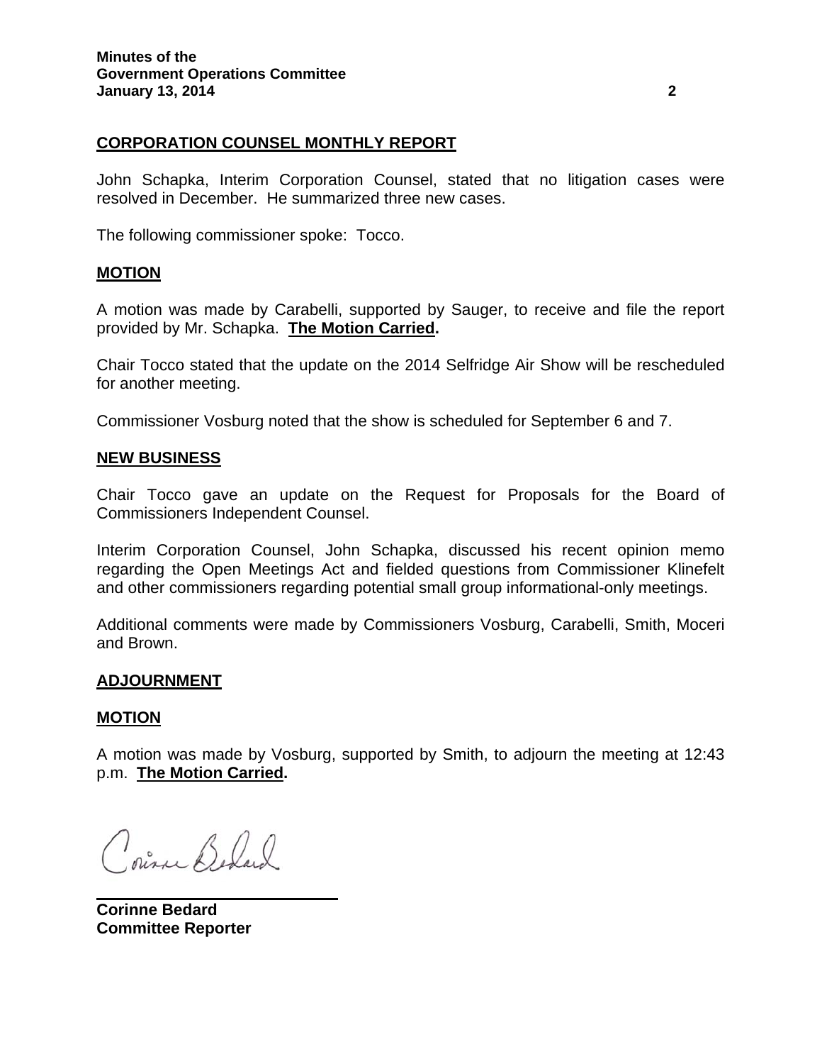## CORPORATION COUNSEL MONTHLY REPORT

John Schapka, Interim Corporation Counsel, stated that no litigation cases were resolved in December. He summarized three new cases.

The following commissioner spoke: Tocco.

## MOTION

A motion was made by Carabelli, supported by Sauger, to receive and file the report provided by Mr. Schapka. **The Motion Carried.**

Chair Tocco stated that the update on the 2014 Selfridge Air Show will be rescheduled for another meeting.

Commissioner Vosburg noted that the show is scheduled for September 6 and 7.

## NEW BUSINESS

Chair Tocco gave an update on the Request for Proposals for the Board of Commissioners Independent Counsel.

Interim Corporation Counsel, John Schapka, discussed his recent opinion memo regarding the Open Meetings Act and fielded questions from Commissioner Klinefelt and other commissioners regarding potential small group informational-only meetings.

Additional comments were made by Commissioners Vosburg, Carabelli, Smith, Moceri and Brown.

## ADJOURNMENT

## MOTION

A motion was made by Vosburg, supported by Smith, to adjourn the meeting at 12:43 p.m. **The Motion Carried.**

Corinne Bedard

**Corinne Bedard**
**Committee Reporter**